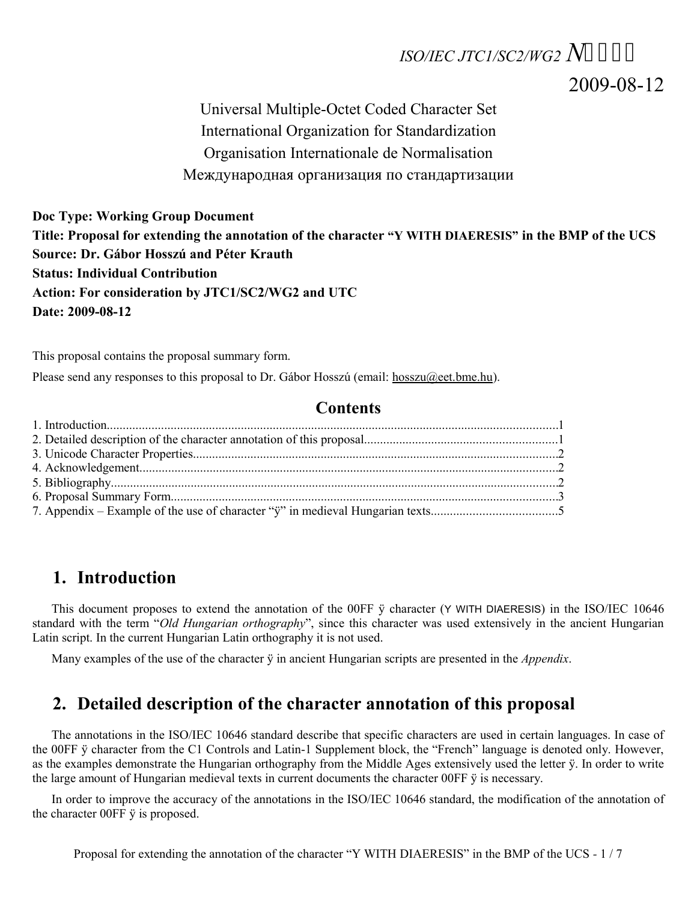ISO/IEC JTC1/SC2/WG2 N

2009-08-12

Universal Multiple-Octet Coded Character Set
International Organization for Standardization
Organisation Internationale de Normalisation
Международная организация по стандартизации

**Doc Type: Working Group Document**
**Title: Proposal for extending the annotation of the character "Y WITH DIAERESIS" in the BMP of the UCS**
**Source: Dr. Gábor Hosszú and Péter Krauth**
**Status: Individual Contribution**
**Action: For consideration by JTC1/SC2/WG2 and UTC**
**Date: 2009-08-12**

This proposal contains the proposal summary form.

Please send any responses to this proposal to Dr. Gábor Hosszú (email: hosszu@eet.bme.hu).

## Contents

1. Introduction....1
2. Detailed description of the character annotation of this proposal....1
3. Unicode Character Properties....2
4. Acknowledgement....2
5. Bibliography....2
6. Proposal Summary Form....3
7. Appendix – Example of the use of character "ÿ" in medieval Hungarian texts....5

## 1. Introduction

This document proposes to extend the annotation of the 00FF ÿ character (Y WITH DIAERESIS) in the ISO/IEC 10646 standard with the term "*Old Hungarian orthography*", since this character was used extensively in the ancient Hungarian Latin script. In the current Hungarian Latin orthography it is not used.

Many examples of the use of the character ÿ in ancient Hungarian scripts are presented in the *Appendix*.

## 2. Detailed description of the character annotation of this proposal

The annotations in the ISO/IEC 10646 standard describe that specific characters are used in certain languages. In case of the 00FF ÿ character from the C1 Controls and Latin-1 Supplement block, the "French" language is denoted only. However, as the examples demonstrate the Hungarian orthography from the Middle Ages extensively used the letter ÿ. In order to write the large amount of Hungarian medieval texts in current documents the character 00FF ÿ is necessary.

In order to improve the accuracy of the annotations in the ISO/IEC 10646 standard, the modification of the annotation of the character 00FF ÿ is proposed.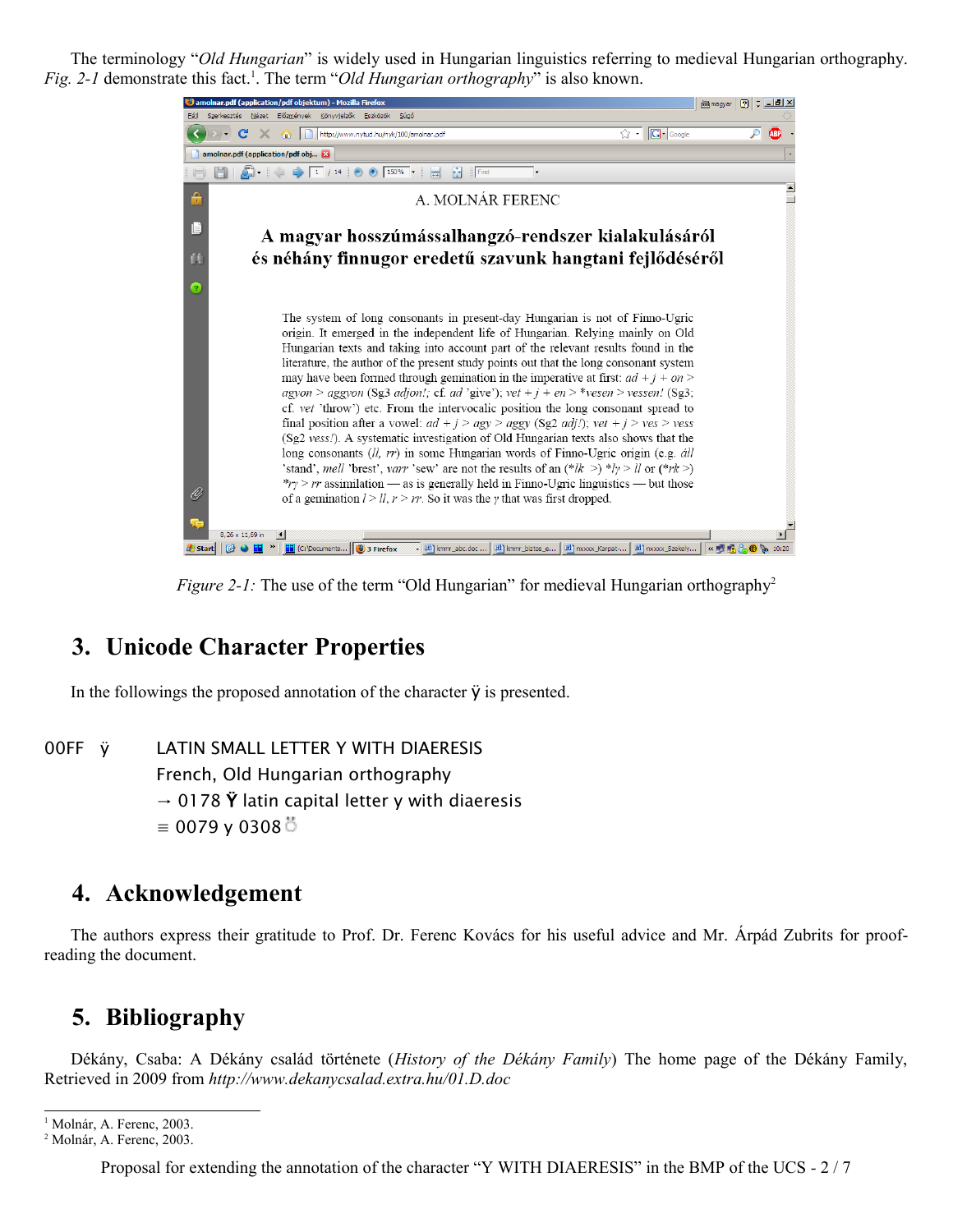The terminology "*Old Hungarian*" is widely used in Hungarian linguistics referring to medieval Hungarian orthography. *Fig. 2-1* demonstrate this fact.[1]. The term "*Old Hungarian orthography*" is also known.

*Figure 2-1:* The use of the term "Old Hungarian" for medieval Hungarian orthography[2]

## 3. Unicode Character Properties

In the followings the proposed annotation of the character ÿ is presented.

00FF ÿ LATIN SMALL LETTER Y WITH DIAERESIS  
French, Old Hungarian orthography  
→ 0178 Ÿ latin capital letter y with diaeresis  
≡ 0079 y 0308 ̈

## 4. Acknowledgement

The authors express their gratitude to Prof. Dr. Ferenc Kovács for his useful advice and Mr. Árpád Zubrits for proof-reading the document.

## 5. Bibliography

Dékány, Csaba: A Dékány család története (*History of the Dékány Family*) The home page of the Dékány Family, Retrieved in 2009 from *http://www.dekanycsalad.extra.hu/01.D.doc*

---

[1] Molnár, A. Ferenc, 2003.

[2] Molnár, A. Ferenc, 2003.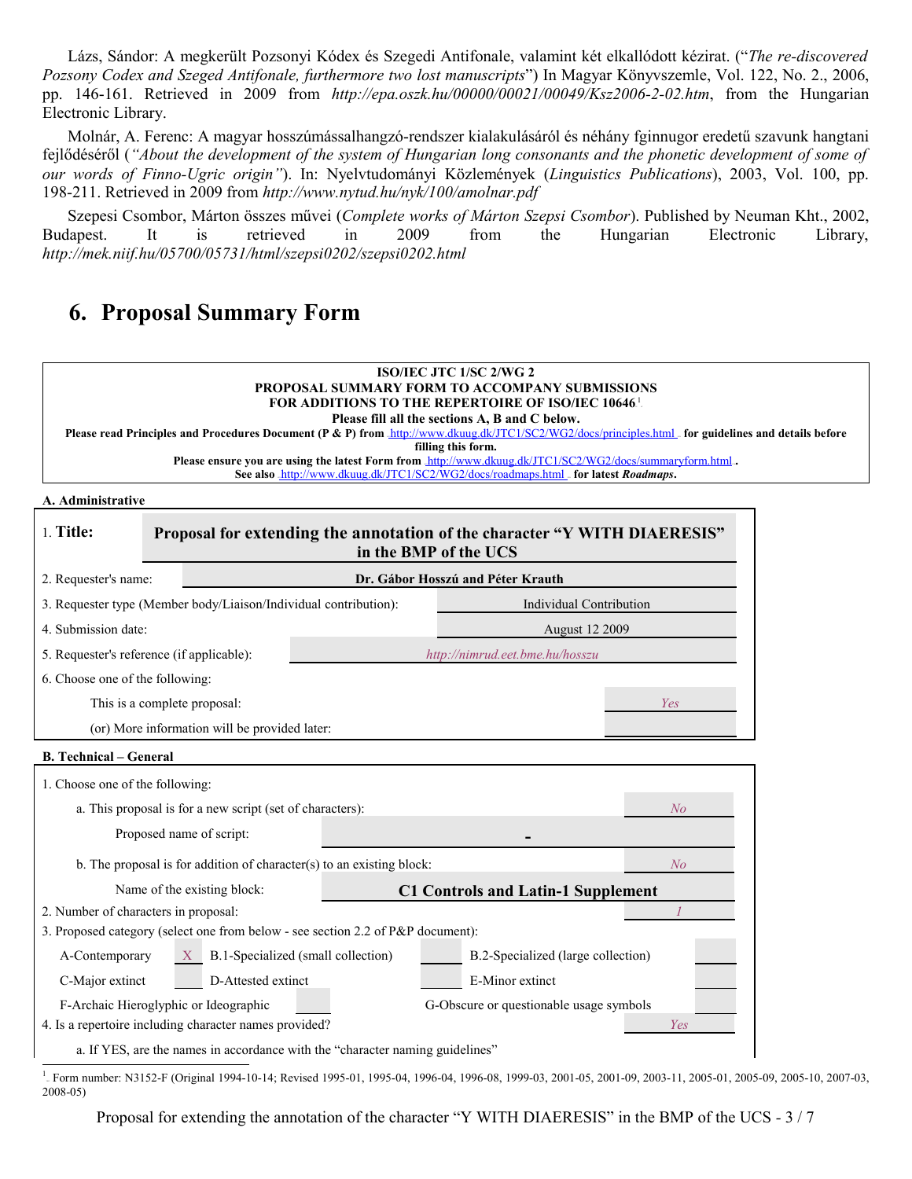Lázs, Sándor: A megkerült Pozsonyi Kódex és Szegedi Antifonale, valamint két elkallódott kézirat. ("*The re-discovered Pozsony Codex and Szeged Antifonale, furthermore two lost manuscripts*") In Magyar Könyvszemle, Vol. 122, No. 2., 2006, pp. 146-161. Retrieved in 2009 from *http://epa.oszk.hu/00000/00021/00049/Ksz2006-2-02.htm*, from the Hungarian Electronic Library.

Molnár, A. Ferenc: A magyar hosszúmássalhangzó-rendszer kialakulásáról és néhány fginnugor eredetű szavunk hangtani fejlődéséről (*"About the development of the system of Hungarian long consonants and the phonetic development of some of our words of Finno-Ugric origin"*). In: Nyelvtudományi Közlemények (*Linguistics Publications*), 2003, Vol. 100, pp. 198-211. Retrieved in 2009 from *http://www.nytud.hu/nyk/100/amolnar.pdf*

Szepesi Csombor, Márton összes művei (*Complete works of Márton Szepsi Csombor*). Published by Neuman Kht., 2002, Budapest. It is retrieved in 2009 from the Hungarian Electronic Library, *http://mek.niif.hu/05700/05731/html/szepsi0202/szepsi0202.html*

# 6. Proposal Summary Form

**ISO/IEC JTC 1/SC 2/WG 2**
**PROPOSAL SUMMARY FORM TO ACCOMPANY SUBMISSIONS**
**FOR ADDITIONS TO THE REPERTOIRE OF ISO/IEC 10646**[1]
**Please fill all the sections A, B and C below.**
**Please read Principles and Procedures Document (P & P) from** http://www.dkuug.dk/JTC1/SC2/WG2/docs/principles.html **for guidelines and details before filling this form.**
**Please ensure you are using the latest Form from** http://www.dkuug.dk/JTC1/SC2/WG2/docs/summaryform.html **.**
**See also** http://www.dkuug.dk/JTC1/SC2/WG2/docs/roadmaps.html **for latest *Roadmaps*.**

**A. Administrative**

| | |
|---|---|
| 1. **Title:** | **Proposal for extending the annotation of the character "Y WITH DIAERESIS" in the BMP of the UCS** |
| 2. Requester's name: | **Dr. Gábor Hosszú and Péter Krauth** |
| 3. Requester type (Member body/Liaison/Individual contribution): | Individual Contribution |
| 4. Submission date: | August 12 2009 |
| 5. Requester's reference (if applicable): | *http://nimrud.eet.bme.hu/hosszu* |
| 6. Choose one of the following: | |
| This is a complete proposal: | *Yes* |
| (or) More information will be provided later: | |

**B. Technical – General**

| | |
|---|---|
| 1. Choose one of the following: | |
| a. This proposal is for a new script (set of characters): | *No* |
| Proposed name of script: | **-** |
| b. The proposal is for addition of character(s) to an existing block: | *No* |
| Name of the existing block: | **C1 Controls and Latin-1 Supplement** |
| 2. Number of characters in proposal: | *1* |
| 3. Proposed category (select one from below - see section 2.2 of P&P document): | |

| | | | | | |
|---|---|---|---|---|---|
| A-Contemporary | X | B.1-Specialized (small collection) | | B.2-Specialized (large collection) | |
| C-Major extinct | | D-Attested extinct | | E-Minor extinct | |
| F-Archaic Hieroglyphic or Ideographic | | G-Obscure or questionable usage symbols | | | |

| | |
|---|---|
| 4. Is a repertoire including character names provided? | *Yes* |
| a. If YES, are the names in accordance with the "character naming guidelines" | |

[1] Form number: N3152-F (Original 1994-10-14; Revised 1995-01, 1995-04, 1996-04, 1996-08, 1999-03, 2001-05, 2001-09, 2003-11, 2005-01, 2005-09, 2005-10, 2007-03, 2008-05)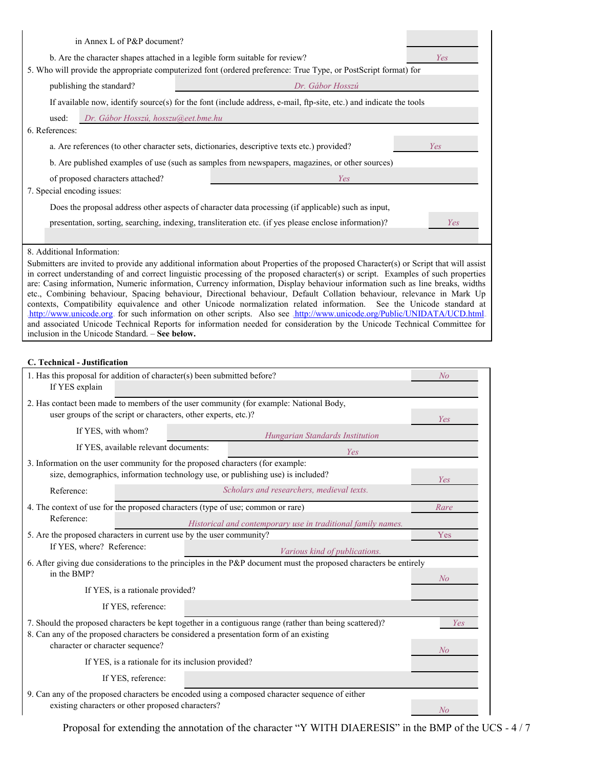in Annex L of P&P document?

b. Are the character shapes attached in a legible form suitable for review? *Yes*

5. Who will provide the appropriate computerized font (ordered preference: True Type, or PostScript format) for publishing the standard? *Dr. Gábor Hosszú*

If available now, identify source(s) for the font (include address, e-mail, ftp-site, etc.) and indicate the tools used: *Dr. Gábor Hosszú, hosszu@eet.bme.hu*

6. References:

a. Are references (to other character sets, dictionaries, descriptive texts etc.) provided? *Yes*

b. Are published examples of use (such as samples from newspapers, magazines, or other sources) of proposed characters attached? *Yes*

7. Special encoding issues:

Does the proposal address other aspects of character data processing (if applicable) such as input, presentation, sorting, searching, indexing, transliteration etc. (if yes please enclose information)? *Yes*

8. Additional Information:

Submitters are invited to provide any additional information about Properties of the proposed Character(s) or Script that will assist in correct understanding of and correct linguistic processing of the proposed character(s) or script. Examples of such properties are: Casing information, Numeric information, Currency information, Display behaviour information such as line breaks, widths etc., Combining behaviour, Spacing behaviour, Directional behaviour, Default Collation behaviour, relevance in Mark Up contexts, Compatibility equivalence and other Unicode normalization related information. See the Unicode standard at http://www.unicode.org for such information on other scripts. Also see http://www.unicode.org/Public/UNIDATA/UCD.html and associated Unicode Technical Reports for information needed for consideration by the Unicode Technical Committee for inclusion in the Unicode Standard. – **See below.**

**C. Technical - Justification**

1. Has this proposal for addition of character(s) been submitted before? *No*
   If YES explain

2. Has contact been made to members of the user community (for example: National Body, user groups of the script or characters, other experts, etc.)? *Yes*
   If YES, with whom? *Hungarian Standards Institution*
   If YES, available relevant documents: *Yes*

3. Information on the user community for the proposed characters (for example: size, demographics, information technology use, or publishing use) is included? *Yes*
   Reference: *Scholars and researchers, medieval texts.*

4. The context of use for the proposed characters (type of use; common or rare) *Rare*
   Reference: *Historical and contemporary use in traditional family names.*

5. Are the proposed characters in current use by the user community? *Yes*
   If YES, where? Reference: *Various kind of publications.*

6. After giving due considerations to the principles in the P&P document must the proposed characters be entirely in the BMP? *No*
   If YES, is a rationale provided?
   If YES, reference:

7. Should the proposed characters be kept together in a contiguous range (rather than being scattered)? *Yes*

8. Can any of the proposed characters be considered a presentation form of an existing character or character sequence? *No*
   If YES, is a rationale for its inclusion provided?
   If YES, reference:

9. Can any of the proposed characters be encoded using a composed character sequence of either existing characters or other proposed characters? *No*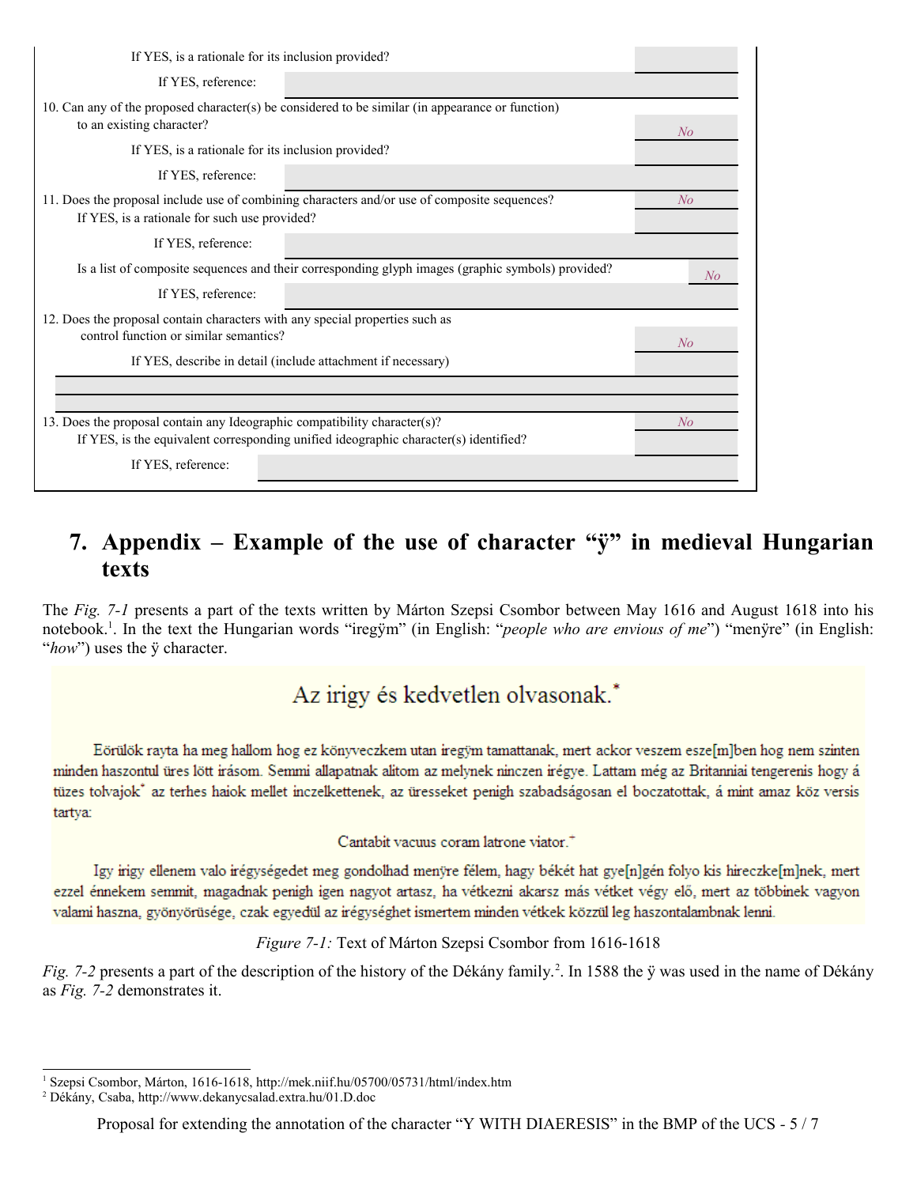| | |
|---|---|
| If YES, is a rationale for its inclusion provided? | |
| If YES, reference: | |
| 10. Can any of the proposed character(s) be considered to be similar (in appearance or function) to an existing character? | *No* |
| If YES, is a rationale for its inclusion provided? | |
| If YES, reference: | |
| 11. Does the proposal include use of combining characters and/or use of composite sequences? | *No* |
| If YES, is a rationale for such use provided? | |
| If YES, reference: | |
| Is a list of composite sequences and their corresponding glyph images (graphic symbols) provided? | *No* |
| If YES, reference: | |
| 12. Does the proposal contain characters with any special properties such as control function or similar semantics? | *No* |
| If YES, describe in detail (include attachment if necessary) | |
| 13. Does the proposal contain any Ideographic compatibility character(s)? | *No* |
| If YES, is the equivalent corresponding unified ideographic character(s) identified? | |
| If YES, reference: | |

# 7. Appendix – Example of the use of character "ÿ" in medieval Hungarian texts

The *Fig. 7-1* presents a part of the texts written by Márton Szepsi Csombor between May 1616 and August 1618 into his notebook.[1]. In the text the Hungarian words "iregÿm" (in English: "*people who are envious of me*") "menÿre" (in English: "*how*") uses the ÿ character.

Az irigy és kedvetlen olvasonak.*

Eörülök rayta ha meg hallom hog ez könyveczkem utan iregÿm tamattanak, mert ackor veszem esze[m]ben hog nem szinten minden haszontul üres lött irásom. Semmi allapatnak alitom az melynek ninczen irégye. Lattam még az Britanniai tengerenis hogy á tüzes tolvajok* az terhes haiok mellet inczelkettenek, az üresseket penigh szabadságosan el boczatottak, á mint amaz köz versis tartya:

Cantabit vacuus coram latrone viator.*

Igy irigy ellenem valo irégységedet meg gondolhad menÿre félem, hagy békét hat gye[n]gén folyo kis hireczke[m]nek, mert ezzel énnekem semmit, magadnak penigh igen nagyot artasz, ha vétkezni akarsz más vétket végy elő, mert az többinek vagyon valami haszna, gyönyörüsége, czak egyedül az irégységhet ismertem minden vétkek közzül leg haszontalambnak lenni.

*Figure 7-1:* Text of Márton Szepsi Csombor from 1616-1618

*Fig. 7-2* presents a part of the description of the history of the Dékány family.[2]. In 1588 the ÿ was used in the name of Dékány as *Fig. 7-2* demonstrates it.

[1] Szepsi Csombor, Márton, 1616-1618, http://mek.niif.hu/05700/05731/html/index.htm

[2] Dékány, Csaba, http://www.dekanycsalad.extra.hu/01.D.doc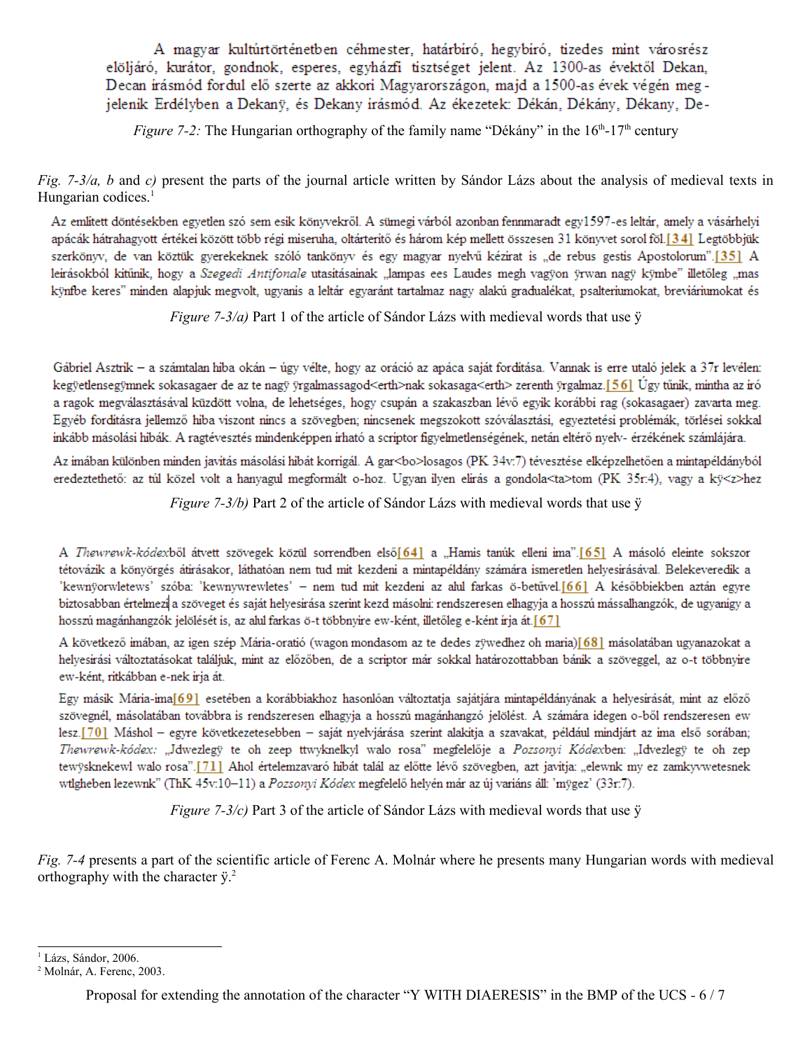A magyar kultúrtörténetben céhmester, határbíró, hegybíró, tizedes mint városrész elöljáró, kurátor, gondnok, esperes, egyházfi tisztséget jelent. Az 1300-as évektől Dekan, Decan írásmód fordul elő szerte az akkori Magyarországon, majd a 1500-as évek végén meg-jelenik Erdélyben a Dekanÿ, és Dekany írásmód. Az ékezetek: Dékán, Dékány, Dékany, De-

*Figure 7-2:* The Hungarian orthography of the family name "Dékány" in the 16th-17th century

*Fig. 7-3/(a, b* and *c)* present the parts of the journal article written by Sándor Lázs about the analysis of medieval texts in Hungarian codices.[1]

Az említett döntésekben egyetlen szó sem esik könyvekről. A sümegi várból azonban fennmaradt egy1597-es leltár, amely a vásárhelyi apácák hátrahagyott értékei között több régi miseruha, oltárterítő és három kép mellett összesen 31 könyvet sorol föl.[34] Legtöbbjük szerkönyv, de van köztük gyerekeknek szóló tankönyv és egy magyar nyelvű kézirat is „de rebus gestis Apostolorum".[35] A leírásokból kitűnik, hogy a *Szegedi Antifonale* utasításainak „lampas ees Laudes megh vagÿon ÿrwan nagÿ kÿmbe" illetőleg „mas kÿnfbe keres" minden alapjuk megvolt, ugyanis a leltár egyaránt tartalmaz nagy alakú gradualékat, psalteriumokat, breviáriumokat és

*Figure 7-3/a)* Part 1 of the article of Sándor Lázs with medieval words that use ÿ

Gábriel Asztrik – a számtalan hiba okán – úgy vélte, hogy az oráció az apáca saját fordítása. Vannak is erre utaló jelek a 37r levélen: kegÿetlensegÿmnek sokasagaer de az te nagÿ ÿrgalmassagod<erth>nak sokasaga<erth> zerenth ÿrgalmaz.[56] Úgy tűnik, mintha az író a ragok megválasztásával küzdött volna, de lehetséges, hogy csupán a szakaszban lévő egyik korábbi rag (sokasagaer) zavarta meg. Egyéb fordításra jellemző hiba viszont nincs a szövegben; nincsenek megszokott szóválasztási, egyeztetési problémák, törlései sokkal inkább másolási hibák. A ragtévesztés mindenképpen írható a scriptor figyelmetlenségének, netán eltérő nyelv- érzékének számlájára.

Az imában különben minden javítás másolási hibát korrigál. A gar<bo>losagos (PK 34v:7) tévesztése elképzelhetően a mintapéldányból eredeztethető: az túl közel volt a hanyagul megformált o-hoz. Ugyan ilyen elírás a gondola<ta>tom (PK 35r:4), vagy a kÿ<z>hez

*Figure 7-3/b)* Part 2 of the article of Sándor Lázs with medieval words that use ÿ

A *Thewrewk-kódex*ből átvett szövegek közül sorrendben első[64] a „Hamis tanúk elleni ima".[65] A másoló eleinte sokszor tétovázik a könyörgés átírásakor, láthatóan nem tud mit kezdeni a mintapéldány számára ismeretlen helyesírásával. Belekeveredik a 'kewnÿorwletews' szóba: 'kewnywrewletes' – nem tud mit kezdeni az alul farkas ö-betűvel.[66] A későbbiekben aztán egyre biztosabban értelmezi a szöveget és saját helyesírása szerint kezd másolni: rendszeresen elhagyja a hosszú mássalhangzók, de ugyanígy a hosszú magánhangzók jelölését is, az alul farkas ö-t többnyire ew-ként, illetőleg e-ként írja át.[67]

A következő imában, az igen szép Mária-oratió (wagon mondasom az te dedes zÿwedhez oh maria)[68] másolatában ugyanazokat a helyesírási változtatásokat találjuk, mint az előzőben, de a scriptor már sokkal határozottabban bánik a szöveggel, az o-t többnyire ew-ként, ritkábban e-nek írja át.

Egy másik Mária-ima[69] esetében a korábbiakhoz hasonlóan változtatja sajátjára mintapéldányának a helyesírását, mint az előző szövegnél, másolatában továbbra is rendszeresen elhagyja a hosszú magánhangzó jelölést. A számára idegen o-ből rendszeresen ew lesz.[70] Máshol – egyre következetesebben – saját nyelvjárása szerint alakítja a szavakat, például mindjárt az ima első sorában; *Thewrewk-kódex:* „Idwezlegÿ te oh zeep ttwyknelkyl walo rosa" megfelelője a *Pozsonyi Kódex*ben: „Idvezlegÿ te oh zep tewÿsknekewl walo rosa".[71] Ahol értelemzavaró hibát talál az előtte lévő szövegben, azt javítja: „elewnk my ez zamkyvwetesnek wtlgheben lezewnk" (ThK 45v:10–11) a *Pozsonyi Kódex* megfelelő helyén már az új variáns áll: 'mÿgez' (33r:7).

*Figure 7-3/c)* Part 3 of the article of Sándor Lázs with medieval words that use ÿ

*Fig. 7-4* presents a part of the scientific article of Ferenc A. Molnár where he presents many Hungarian words with medieval orthography with the character ÿ.[2]

[1] Lázs, Sándor, 2006.
[2] Molnár, A. Ferenc, 2003.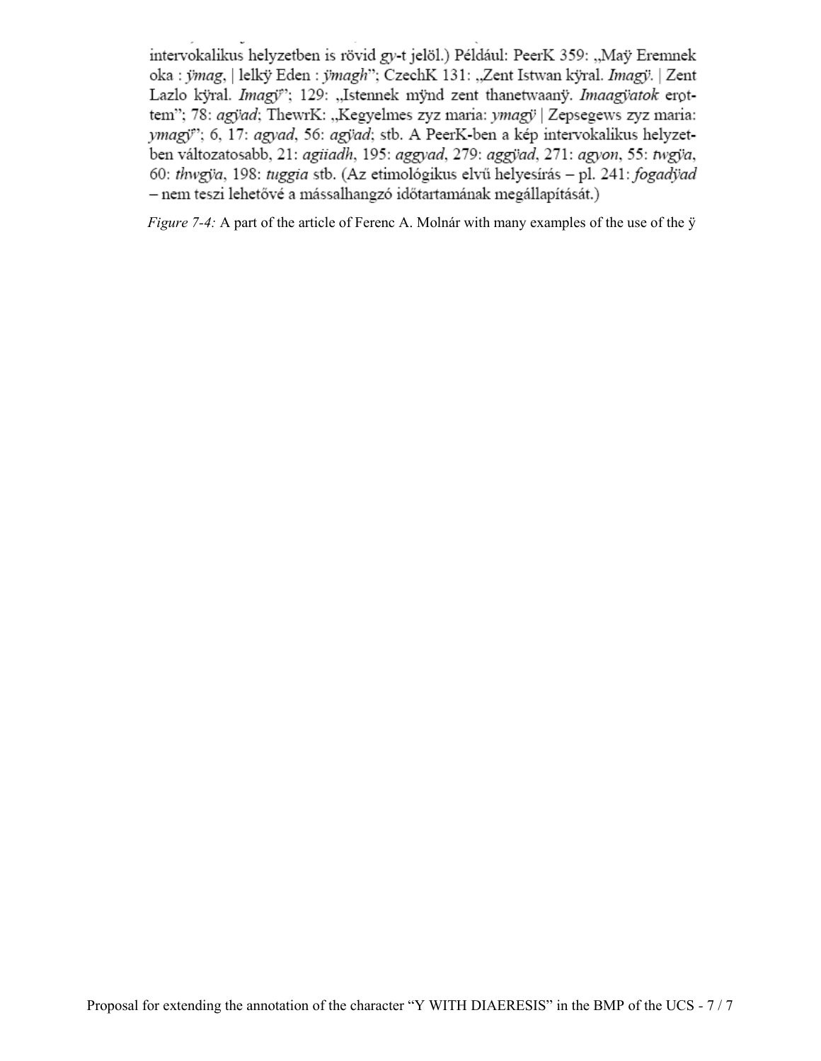intervokalikus helyzetben is rövid *gy*-t jelöl.) Például: PeerK 359: „Maÿ Eremnek oka : *ÿmag*, | lelkÿ Eden : *ÿmagh*"; CzechK 131: „Zent Istwan kÿral. *Imagÿ*. | Zent Lazlo kÿral. *Imagÿ*"; 129: „Istennek mÿnd zent thanetwaanÿ. *Imaagÿatok* erọttem"; 78: *agÿad*; ThewrK: „Kegyelmes zyz maria: *ymagÿ* | Zepsegews zyz maria: *ymagÿ*"; 6, 17: *agyad*, 56: *agÿad*; stb. A PeerK-ben a kép intervokalikus helyzetben változatosabb, 21: *agiiadh*, 195: *aggyad*, 279: *aggÿad*, 271: *agyon*, 55: *twgÿa*, 60: *thwgÿa*, 198: *tuggia* stb. (Az etimológikus elvű helyesírás – pl. 241: *fogadÿad* – nem teszi lehetővé a mássalhangzó időtartamának megállapítását.)

*Figure 7-4:* A part of the article of Ferenc A. Molnár with many examples of the use of the ÿ